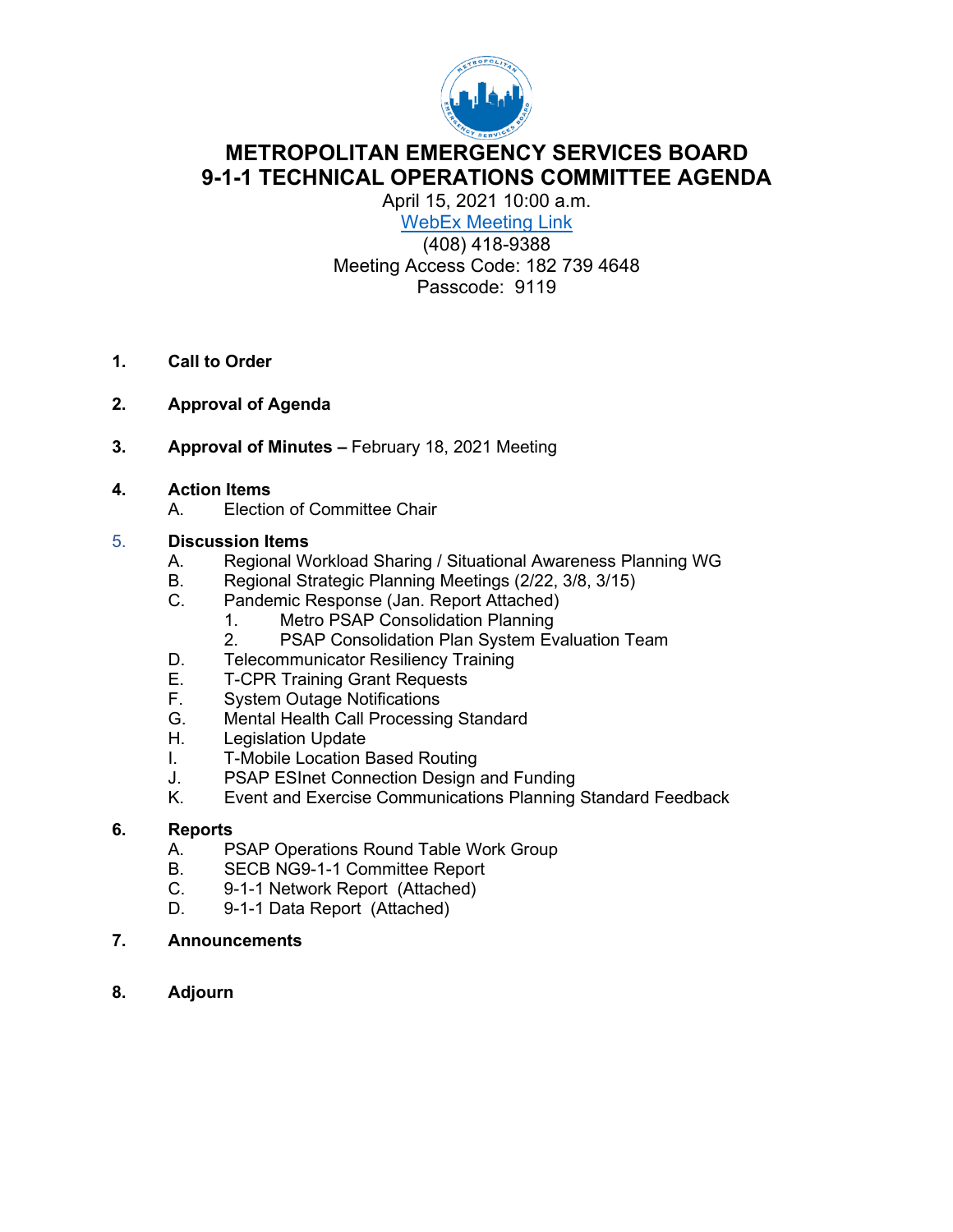# METROPOLITAN EMERGENCY SERVICES BOARD
# 9-1-1 TECHNICAL OPERATIONS COMMITTEE AGENDA

April 15, 2021 10:00 a.m.
WebEx Meeting Link
(408) 418-9388
Meeting Access Code: 182 739 4648
Passcode: 9119

1. **Call to Order**

2. **Approval of Agenda**

3. **Approval of Minutes –** February 18, 2021 Meeting

4. **Action Items**
   A. Election of Committee Chair

5. **Discussion Items**
   A. Regional Workload Sharing / Situational Awareness Planning WG
   B. Regional Strategic Planning Meetings (2/22, 3/8, 3/15)
   C. Pandemic Response (Jan. Report Attached)
      1. Metro PSAP Consolidation Planning
      2. PSAP Consolidation Plan System Evaluation Team
   D. Telecommunicator Resiliency Training
   E. T-CPR Training Grant Requests
   F. System Outage Notifications
   G. Mental Health Call Processing Standard
   H. Legislation Update
   I. T-Mobile Location Based Routing
   J. PSAP ESInet Connection Design and Funding
   K. Event and Exercise Communications Planning Standard Feedback

6. **Reports**
   A. PSAP Operations Round Table Work Group
   B. SECB NG9-1-1 Committee Report
   C. 9-1-1 Network Report (Attached)
   D. 9-1-1 Data Report (Attached)

7. **Announcements**

8. **Adjourn**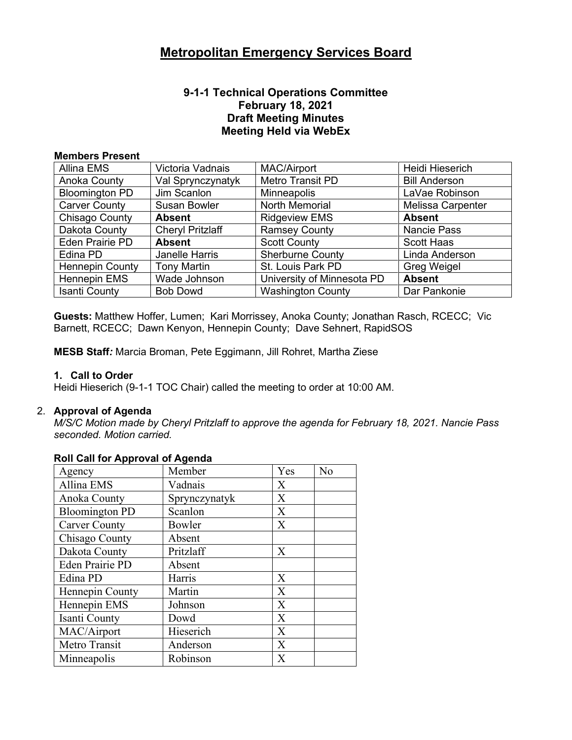# Metropolitan Emergency Services Board

### 9-1-1 Technical Operations Committee
### February 18, 2021
### Draft Meeting Minutes
### Meeting Held via WebEx

**Members Present**

| | | | |
|---|---|---|---|
| Allina EMS | Victoria Vadnais | MAC/Airport | Heidi Hieserich |
| Anoka County | Val Sprynczynatyk | Metro Transit PD | Bill Anderson |
| Bloomington PD | Jim Scanlon | Minneapolis | LaVae Robinson |
| Carver County | Susan Bowler | North Memorial | Melissa Carpenter |
| Chisago County | **Absent** | Ridgeview EMS | **Absent** |
| Dakota County | Cheryl Pritzlaff | Ramsey County | Nancie Pass |
| Eden Prairie PD | **Absent** | Scott County | Scott Haas |
| Edina PD | Janelle Harris | Sherburne County | Linda Anderson |
| Hennepin County | Tony Martin | St. Louis Park PD | Greg Weigel |
| Hennepin EMS | Wade Johnson | University of Minnesota PD | **Absent** |
| Isanti County | Bob Dowd | Washington County | Dar Pankonie |

**Guests:** Matthew Hoffer, Lumen; Kari Morrissey, Anoka County; Jonathan Rasch, RCECC; Vic Barnett, RCECC; Dawn Kenyon, Hennepin County; Dave Sehnert, RapidSOS

**MESB Staff***:* Marcia Broman, Pete Eggimann, Jill Rohret, Martha Ziese

**1. Call to Order**

Heidi Hieserich (9-1-1 TOC Chair) called the meeting to order at 10:00 AM.

2. **Approval of Agenda**

*M/S/C Motion made by Cheryl Pritzlaff to approve the agenda for February 18, 2021. Nancie Pass seconded. Motion carried.*

**Roll Call for Approval of Agenda**

| Agency | Member | Yes | No |
|---|---|---|---|
| Allina EMS | Vadnais | X | |
| Anoka County | Sprynczynatyk | X | |
| Bloomington PD | Scanlon | X | |
| Carver County | Bowler | X | |
| Chisago County | Absent | | |
| Dakota County | Pritzlaff | X | |
| Eden Prairie PD | Absent | | |
| Edina PD | Harris | X | |
| Hennepin County | Martin | X | |
| Hennepin EMS | Johnson | X | |
| Isanti County | Dowd | X | |
| MAC/Airport | Hieserich | X | |
| Metro Transit | Anderson | X | |
| Minneapolis | Robinson | X | |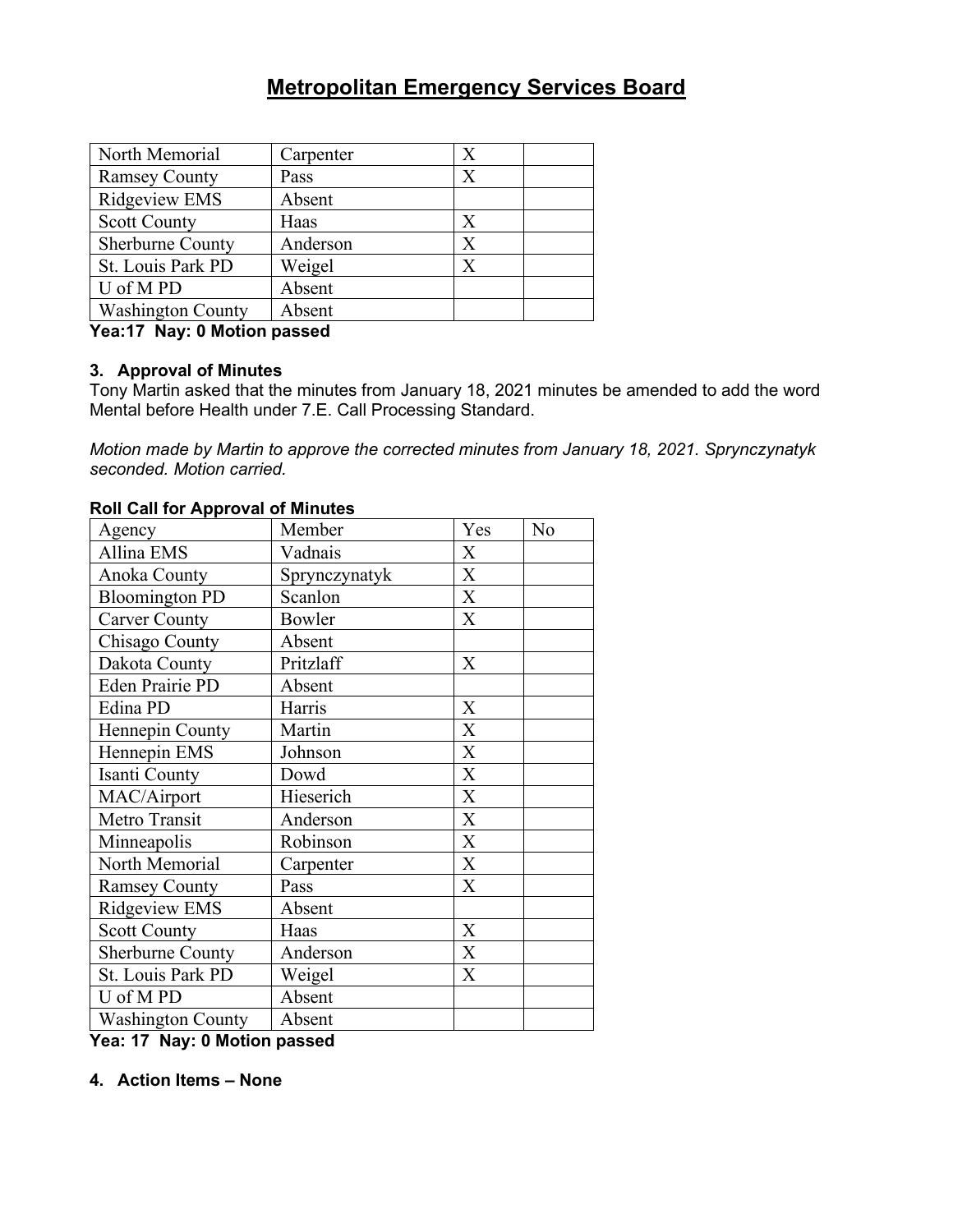# Metropolitan Emergency Services Board

| | | | |
|---|---|---|---|
| North Memorial | Carpenter | X | |
| Ramsey County | Pass | X | |
| Ridgeview EMS | Absent | | |
| Scott County | Haas | X | |
| Sherburne County | Anderson | X | |
| St. Louis Park PD | Weigel | X | |
| U of M PD | Absent | | |
| Washington County | Absent | | |

**Yea:17 Nay: 0 Motion passed**

**3. Approval of Minutes**

Tony Martin asked that the minutes from January 18, 2021 minutes be amended to add the word Mental before Health under 7.E. Call Processing Standard.

*Motion made by Martin to approve the corrected minutes from January 18, 2021. Sprynczynatyk seconded. Motion carried.*

**Roll Call for Approval of Minutes**

| Agency | Member | Yes | No |
|---|---|---|---|
| Allina EMS | Vadnais | X | |
| Anoka County | Sprynczynatyk | X | |
| Bloomington PD | Scanlon | X | |
| Carver County | Bowler | X | |
| Chisago County | Absent | | |
| Dakota County | Pritzlaff | X | |
| Eden Prairie PD | Absent | | |
| Edina PD | Harris | X | |
| Hennepin County | Martin | X | |
| Hennepin EMS | Johnson | X | |
| Isanti County | Dowd | X | |
| MAC/Airport | Hieserich | X | |
| Metro Transit | Anderson | X | |
| Minneapolis | Robinson | X | |
| North Memorial | Carpenter | X | |
| Ramsey County | Pass | X | |
| Ridgeview EMS | Absent | | |
| Scott County | Haas | X | |
| Sherburne County | Anderson | X | |
| St. Louis Park PD | Weigel | X | |
| U of M PD | Absent | | |
| Washington County | Absent | | |

**Yea: 17 Nay: 0 Motion passed**

**4. Action Items – None**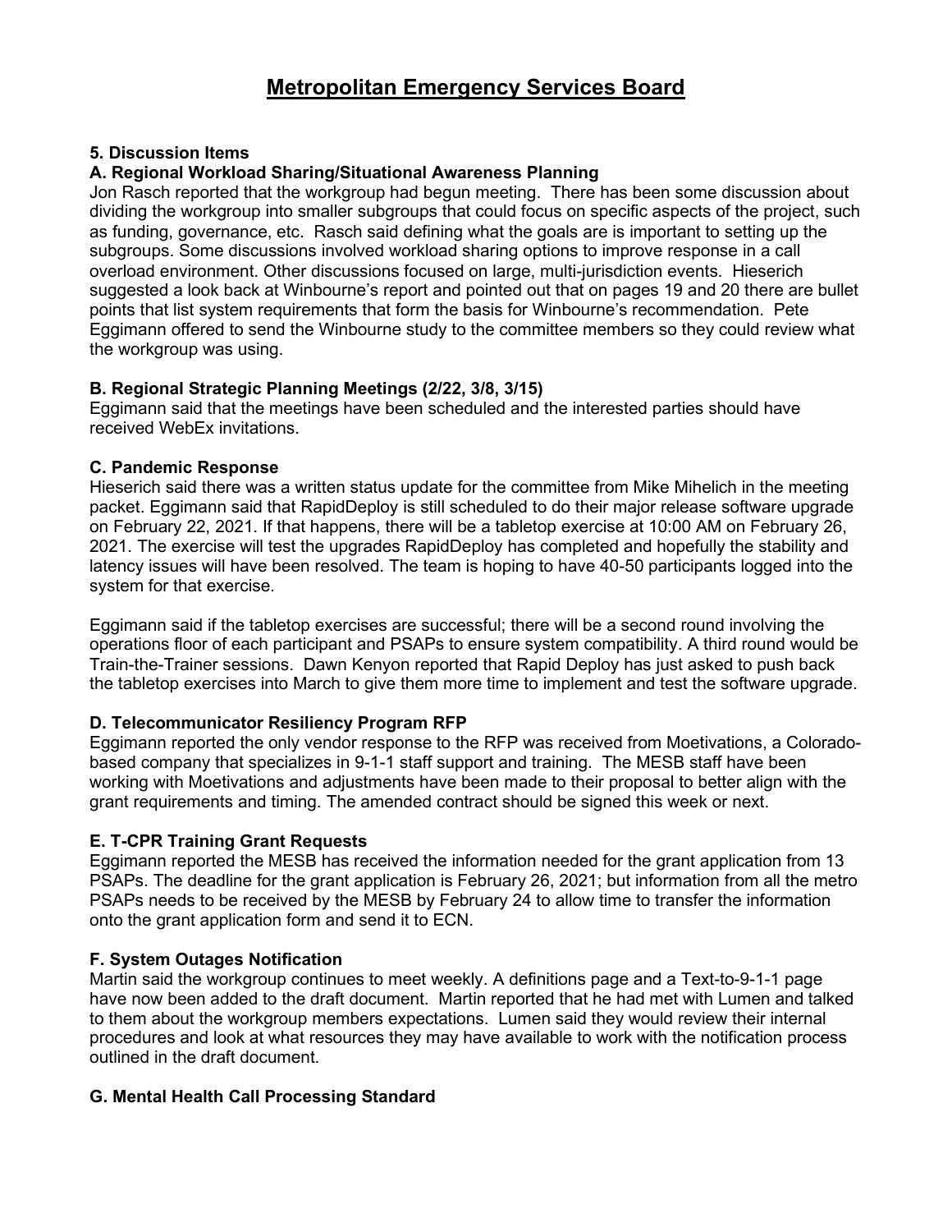# Metropolitan Emergency Services Board

**5. Discussion Items**

**A. Regional Workload Sharing/Situational Awareness Planning**

Jon Rasch reported that the workgroup had begun meeting. There has been some discussion about dividing the workgroup into smaller subgroups that could focus on specific aspects of the project, such as funding, governance, etc. Rasch said defining what the goals are is important to setting up the subgroups. Some discussions involved workload sharing options to improve response in a call overload environment. Other discussions focused on large, multi-jurisdiction events. Hieserich suggested a look back at Winbourne's report and pointed out that on pages 19 and 20 there are bullet points that list system requirements that form the basis for Winbourne's recommendation. Pete Eggimann offered to send the Winbourne study to the committee members so they could review what the workgroup was using.

**B. Regional Strategic Planning Meetings (2/22, 3/8, 3/15)**

Eggimann said that the meetings have been scheduled and the interested parties should have received WebEx invitations.

**C. Pandemic Response**

Hieserich said there was a written status update for the committee from Mike Mihelich in the meeting packet. Eggimann said that RapidDeploy is still scheduled to do their major release software upgrade on February 22, 2021. If that happens, there will be a tabletop exercise at 10:00 AM on February 26, 2021. The exercise will test the upgrades RapidDeploy has completed and hopefully the stability and latency issues will have been resolved. The team is hoping to have 40-50 participants logged into the system for that exercise.

Eggimann said if the tabletop exercises are successful; there will be a second round involving the operations floor of each participant and PSAPs to ensure system compatibility. A third round would be Train-the-Trainer sessions. Dawn Kenyon reported that Rapid Deploy has just asked to push back the tabletop exercises into March to give them more time to implement and test the software upgrade.

**D. Telecommunicator Resiliency Program RFP**

Eggimann reported the only vendor response to the RFP was received from Moetivations, a Colorado-based company that specializes in 9-1-1 staff support and training. The MESB staff have been working with Moetivations and adjustments have been made to their proposal to better align with the grant requirements and timing. The amended contract should be signed this week or next.

**E. T-CPR Training Grant Requests**

Eggimann reported the MESB has received the information needed for the grant application from 13 PSAPs. The deadline for the grant application is February 26, 2021; but information from all the metro PSAPs needs to be received by the MESB by February 24 to allow time to transfer the information onto the grant application form and send it to ECN.

**F. System Outages Notification**

Martin said the workgroup continues to meet weekly. A definitions page and a Text-to-9-1-1 page have now been added to the draft document. Martin reported that he had met with Lumen and talked to them about the workgroup members expectations. Lumen said they would review their internal procedures and look at what resources they may have available to work with the notification process outlined in the draft document.

**G. Mental Health Call Processing Standard**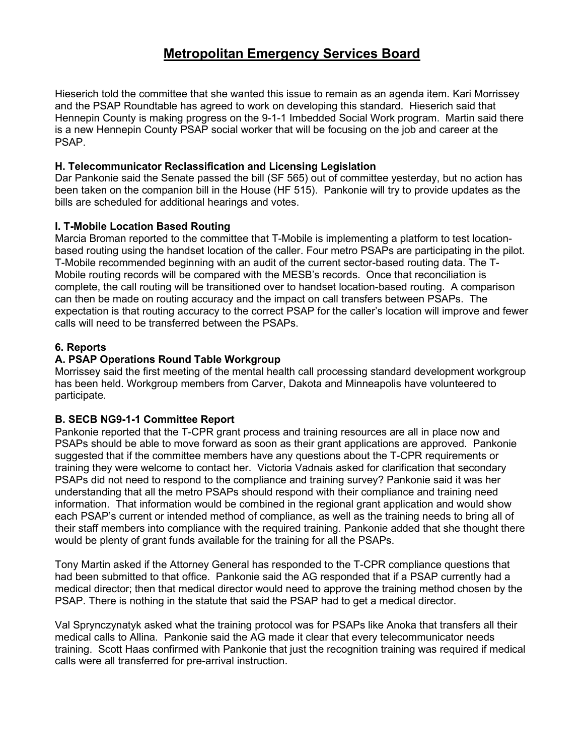Hieserich told the committee that she wanted this issue to remain as an agenda item. Kari Morrissey and the PSAP Roundtable has agreed to work on developing this standard. Hieserich said that Hennepin County is making progress on the 9-1-1 Imbedded Social Work program. Martin said there is a new Hennepin County PSAP social worker that will be focusing on the job and career at the PSAP.

**H. Telecommunicator Reclassification and Licensing Legislation**
Dar Pankonie said the Senate passed the bill (SF 565) out of committee yesterday, but no action has been taken on the companion bill in the House (HF 515). Pankonie will try to provide updates as the bills are scheduled for additional hearings and votes.

**I. T-Mobile Location Based Routing**
Marcia Broman reported to the committee that T-Mobile is implementing a platform to test location-based routing using the handset location of the caller. Four metro PSAPs are participating in the pilot. T-Mobile recommended beginning with an audit of the current sector-based routing data. The T-Mobile routing records will be compared with the MESB's records. Once that reconciliation is complete, the call routing will be transitioned over to handset location-based routing. A comparison can then be made on routing accuracy and the impact on call transfers between PSAPs. The expectation is that routing accuracy to the correct PSAP for the caller's location will improve and fewer calls will need to be transferred between the PSAPs.

**6. Reports**
**A. PSAP Operations Round Table Workgroup**
Morrissey said the first meeting of the mental health call processing standard development workgroup has been held. Workgroup members from Carver, Dakota and Minneapolis have volunteered to participate.

**B. SECB NG9-1-1 Committee Report**
Pankonie reported that the T-CPR grant process and training resources are all in place now and PSAPs should be able to move forward as soon as their grant applications are approved. Pankonie suggested that if the committee members have any questions about the T-CPR requirements or training they were welcome to contact her. Victoria Vadnais asked for clarification that secondary PSAPs did not need to respond to the compliance and training survey? Pankonie said it was her understanding that all the metro PSAPs should respond with their compliance and training need information. That information would be combined in the regional grant application and would show each PSAP's current or intended method of compliance, as well as the training needs to bring all of their staff members into compliance with the required training. Pankonie added that she thought there would be plenty of grant funds available for the training for all the PSAPs.

Tony Martin asked if the Attorney General has responded to the T-CPR compliance questions that had been submitted to that office. Pankonie said the AG responded that if a PSAP currently had a medical director; then that medical director would need to approve the training method chosen by the PSAP. There is nothing in the statute that said the PSAP had to get a medical director.

Val Sprynczynatyk asked what the training protocol was for PSAPs like Anoka that transfers all their medical calls to Allina. Pankonie said the AG made it clear that every telecommunicator needs training. Scott Haas confirmed with Pankonie that just the recognition training was required if medical calls were all transferred for pre-arrival instruction.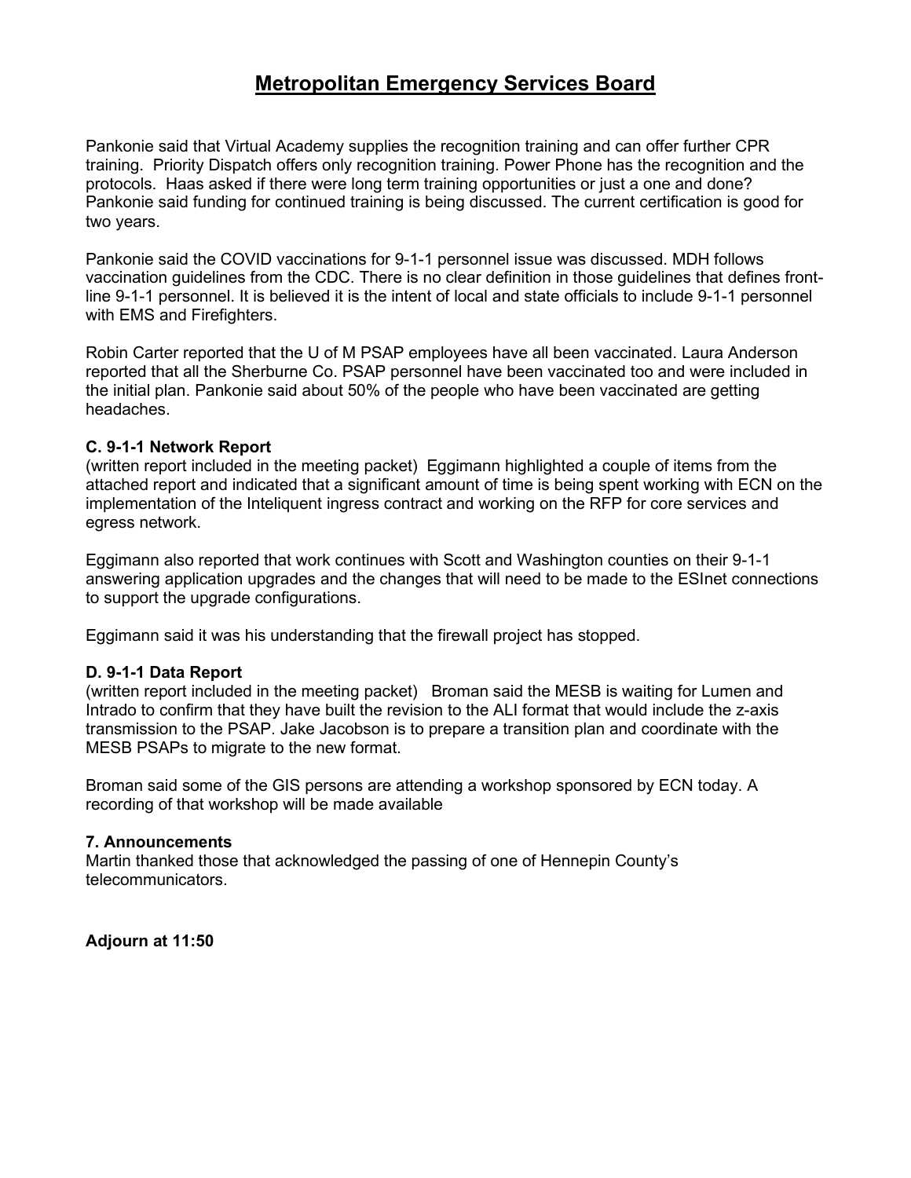# Metropolitan Emergency Services Board

Pankonie said that Virtual Academy supplies the recognition training and can offer further CPR training. Priority Dispatch offers only recognition training. Power Phone has the recognition and the protocols. Haas asked if there were long term training opportunities or just a one and done? Pankonie said funding for continued training is being discussed. The current certification is good for two years.

Pankonie said the COVID vaccinations for 9-1-1 personnel issue was discussed. MDH follows vaccination guidelines from the CDC. There is no clear definition in those guidelines that defines front-line 9-1-1 personnel. It is believed it is the intent of local and state officials to include 9-1-1 personnel with EMS and Firefighters.

Robin Carter reported that the U of M PSAP employees have all been vaccinated. Laura Anderson reported that all the Sherburne Co. PSAP personnel have been vaccinated too and were included in the initial plan. Pankonie said about 50% of the people who have been vaccinated are getting headaches.

**C. 9-1-1 Network Report**

(written report included in the meeting packet) Eggimann highlighted a couple of items from the attached report and indicated that a significant amount of time is being spent working with ECN on the implementation of the Inteliquent ingress contract and working on the RFP for core services and egress network.

Eggimann also reported that work continues with Scott and Washington counties on their 9-1-1 answering application upgrades and the changes that will need to be made to the ESInet connections to support the upgrade configurations.

Eggimann said it was his understanding that the firewall project has stopped.

**D. 9-1-1 Data Report**

(written report included in the meeting packet) Broman said the MESB is waiting for Lumen and Intrado to confirm that they have built the revision to the ALI format that would include the z-axis transmission to the PSAP. Jake Jacobson is to prepare a transition plan and coordinate with the MESB PSAPs to migrate to the new format.

Broman said some of the GIS persons are attending a workshop sponsored by ECN today. A recording of that workshop will be made available

**7. Announcements**

Martin thanked those that acknowledged the passing of one of Hennepin County's telecommunicators.

**Adjourn at 11:50**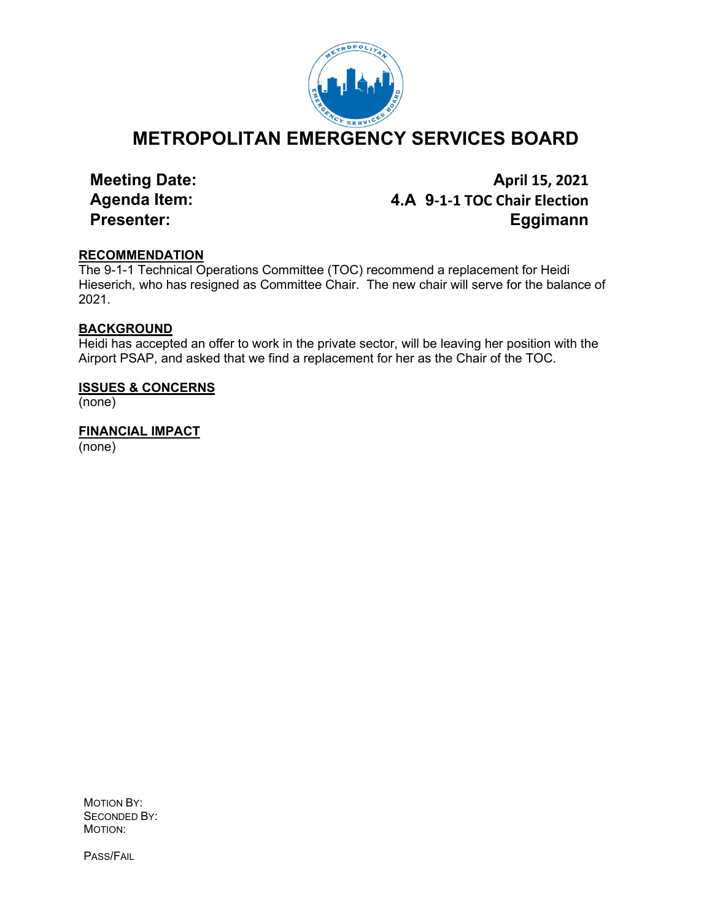# METROPOLITAN EMERGENCY SERVICES BOARD

**Meeting Date:** April 15, 2021
**Agenda Item:** 4.A 9-1-1 TOC Chair Election
**Presenter:** Eggimann

## RECOMMENDATION

The 9-1-1 Technical Operations Committee (TOC) recommend a replacement for Heidi Hieserich, who has resigned as Committee Chair. The new chair will serve for the balance of 2021.

## BACKGROUND

Heidi has accepted an offer to work in the private sector, will be leaving her position with the Airport PSAP, and asked that we find a replacement for her as the Chair of the TOC.

## ISSUES & CONCERNS

(none)

## FINANCIAL IMPACT

(none)

MOTION BY:
SECONDED BY:
MOTION:

PASS/FAIL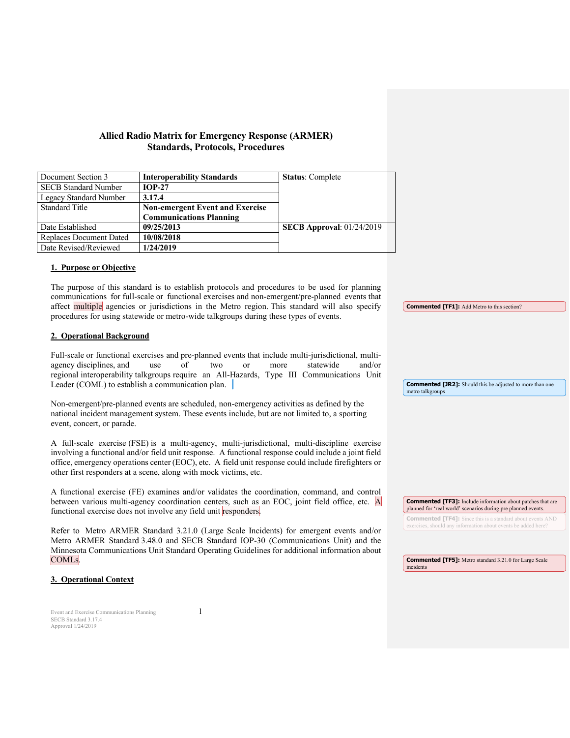# Allied Radio Matrix for Emergency Response (ARMER)
# Standards, Protocols, Procedures

| Document Section 3 | **Interoperability Standards** | **Status**: Complete |
|---|---|---|
| SECB Standard Number | **IOP-27** | |
| Legacy Standard Number | **3.17.4** | |
| Standard Title | **Non-emergent Event and Exercise Communications Planning** | |
| Date Established | **09/25/2013** | **SECB Approval**: 01/24/2019 |
| Replaces Document Dated | **10/08/2018** | |
| Date Revised/Reviewed | **1/24/2019** | |

## 1. Purpose or Objective

The purpose of this standard is to establish protocols and procedures to be used for planning communications for full-scale or functional exercises and non-emergent/pre-planned events that affect multiple agencies or jurisdictions in the Metro region. This standard will also specify procedures for using statewide or metro-wide talkgroups during these types of events.

## 2. Operational Background

Full-scale or functional exercises and pre-planned events that include multi-jurisdictional, multi-agency disciplines, and use of two or more statewide and/or regional interoperability talkgroups require an All-Hazards, Type III Communications Unit Leader (COML) to establish a communication plan.

Non-emergent/pre-planned events are scheduled, non-emergency activities as defined by the national incident management system. These events include, but are not limited to, a sporting event, concert, or parade.

A full-scale exercise (FSE) is a multi-agency, multi-jurisdictional, multi-discipline exercise involving a functional and/or field unit response. A functional response could include a joint field office, emergency operations center (EOC), etc. A field unit response could include firefighters or other first responders at a scene, along with mock victims, etc.

A functional exercise (FE) examines and/or validates the coordination, command, and control between various multi-agency coordination centers, such as an EOC, joint field office, etc. A functional exercise does not involve any field unit responders.

Refer to Metro ARMER Standard 3.21.0 (Large Scale Incidents) for emergent events and/or Metro ARMER Standard 3.48.0 and SECB Standard IOP-30 (Communications Unit) and the Minnesota Communications Unit Standard Operating Guidelines for additional information about COMLs.

## 3. Operational Context

**Commented [TF1]:** Add Metro to this section?

**Commented [JR2]:** Should this be adjusted to more than one metro talkgroups

**Commented [TF3]:** Include information about patches that are planned for 'real world' scenarios during pre planned events.

**Commented [TF4]:** Since this is a standard about events AND exercises, should any information about events be added here?

**Commented [TF5]:** Metro standard 3.21.0 for Large Scale incidents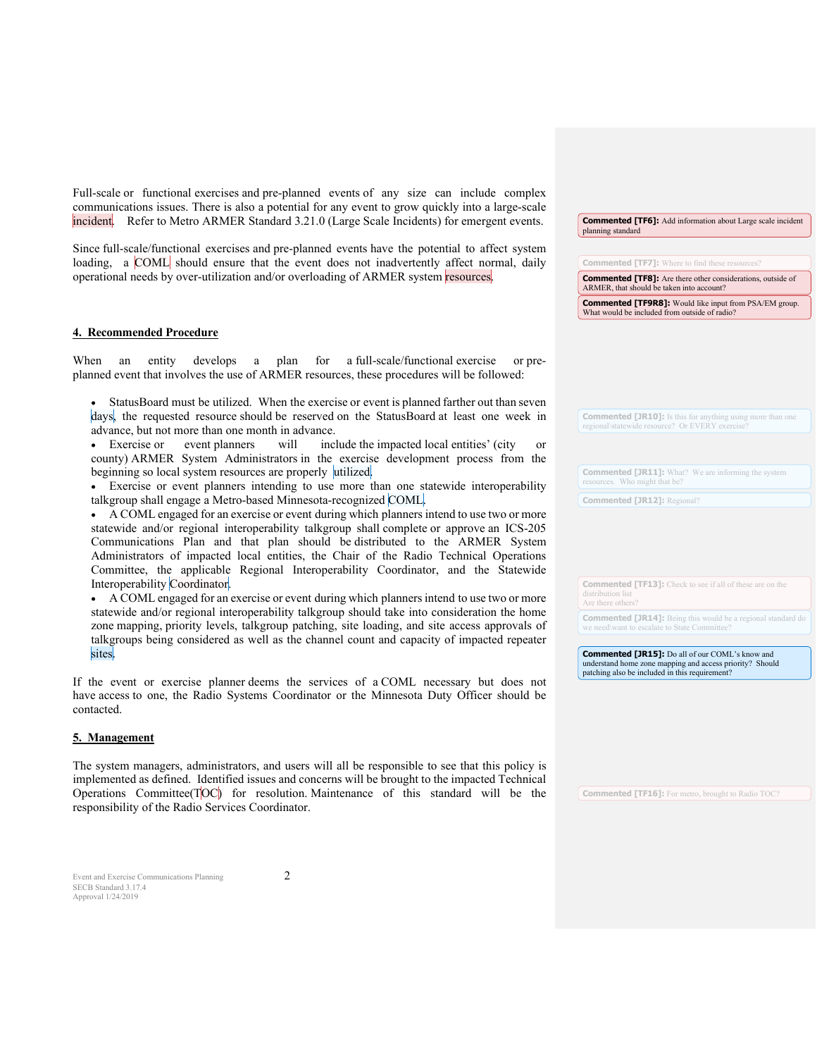Full-scale or functional exercises and pre-planned events of any size can include complex communications issues. There is also a potential for any event to grow quickly into a large-scale incident. Refer to Metro ARMER Standard 3.21.0 (Large Scale Incidents) for emergent events.

Since full-scale/functional exercises and pre-planned events have the potential to affect system loading, a COML should ensure that the event does not inadvertently affect normal, daily operational needs by over-utilization and/or overloading of ARMER system resources.

**Commented [TF6]:** Add information about Large scale incident planning standard

**Commented [TF7]:** Where to find these resources?

**Commented [TF8]:** Are there other considerations, outside of ARMER, that should be taken into account?

**Commented [TF9R8]:** Would like input from PSA/EM group. What would be included from outside of radio?

## 4. Recommended Procedure

When an entity develops a plan for a full-scale/functional exercise or pre-planned event that involves the use of ARMER resources, these procedures will be followed:

- StatusBoard must be utilized. When the exercise or event is planned farther out than seven days, the requested resource should be reserved on the StatusBoard at least one week in advance, but not more than one month in advance.
- Exercise or event planners will include the impacted local entities' (city or county) ARMER System Administrators in the exercise development process from the beginning so local system resources are properly utilized.
- Exercise or event planners intending to use more than one statewide interoperability talkgroup shall engage a Metro-based Minnesota-recognized COML.
- A COML engaged for an exercise or event during which planners intend to use two or more statewide and/or regional interoperability talkgroup shall complete or approve an ICS-205 Communications Plan and that plan should be distributed to the ARMER System Administrators of impacted local entities, the Chair of the Radio Technical Operations Committee, the applicable Regional Interoperability Coordinator, and the Statewide Interoperability Coordinator.
- A COML engaged for an exercise or event during which planners intend to use two or more statewide and/or regional interoperability talkgroup should take into consideration the home zone mapping, priority levels, talkgroup patching, site loading, and site access approvals of talkgroups being considered as well as the channel count and capacity of impacted repeater sites.

**Commented [JR10]:** Is this for anything using more than one regional\statewide resource? Or EVERY exercise?

**Commented [JR11]:** What? We are informing the system resources. Who might that be?

**Commented [JR12]:** Regional?

**Commented [TF13]:** Check to see if all of these are on the distribution list
Are there others?

**Commented [JR14]:** Being this would be a regional standard do we need\want to escalate to State Committee?

**Commented [JR15]:** Do all of our COML's know and understand home zone mapping and access priority? Should patching also be included in this requirement?

If the event or exercise planner deems the services of a COML necessary but does not have access to one, the Radio Systems Coordinator or the Minnesota Duty Officer should be contacted.

## 5. Management

The system managers, administrators, and users will all be responsible to see that this policy is implemented as defined. Identified issues and concerns will be brought to the impacted Technical Operations Committee(TOC) for resolution. Maintenance of this standard will be the responsibility of the Radio Services Coordinator.

**Commented [TF16]:** For metro, brought to Radio TOC?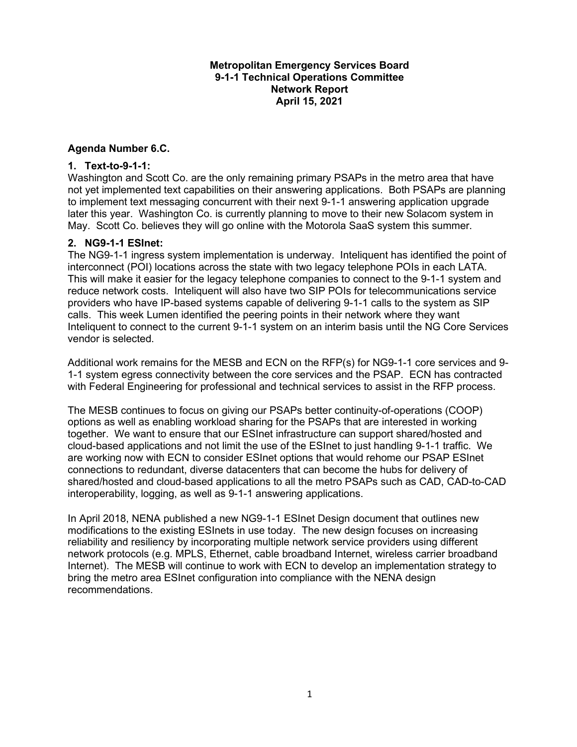**Metropolitan Emergency Services Board**
**9-1-1 Technical Operations Committee**
**Network Report**
**April 15, 2021**

**Agenda Number 6.C.**

**1. Text-to-9-1-1:**

Washington and Scott Co. are the only remaining primary PSAPs in the metro area that have not yet implemented text capabilities on their answering applications. Both PSAPs are planning to implement text messaging concurrent with their next 9-1-1 answering application upgrade later this year. Washington Co. is currently planning to move to their new Solacom system in May. Scott Co. believes they will go online with the Motorola SaaS system this summer.

**2. NG9-1-1 ESInet:**

The NG9-1-1 ingress system implementation is underway. Inteliquent has identified the point of interconnect (POI) locations across the state with two legacy telephone POIs in each LATA. This will make it easier for the legacy telephone companies to connect to the 9-1-1 system and reduce network costs. Inteliquent will also have two SIP POIs for telecommunications service providers who have IP-based systems capable of delivering 9-1-1 calls to the system as SIP calls. This week Lumen identified the peering points in their network where they want Inteliquent to connect to the current 9-1-1 system on an interim basis until the NG Core Services vendor is selected.

Additional work remains for the MESB and ECN on the RFP(s) for NG9-1-1 core services and 9-1-1 system egress connectivity between the core services and the PSAP. ECN has contracted with Federal Engineering for professional and technical services to assist in the RFP process.

The MESB continues to focus on giving our PSAPs better continuity-of-operations (COOP) options as well as enabling workload sharing for the PSAPs that are interested in working together. We want to ensure that our ESInet infrastructure can support shared/hosted and cloud-based applications and not limit the use of the ESInet to just handling 9-1-1 traffic. We are working now with ECN to consider ESInet options that would rehome our PSAP ESInet connections to redundant, diverse datacenters that can become the hubs for delivery of shared/hosted and cloud-based applications to all the metro PSAPs such as CAD, CAD-to-CAD interoperability, logging, as well as 9-1-1 answering applications.

In April 2018, NENA published a new NG9-1-1 ESInet Design document that outlines new modifications to the existing ESInets in use today. The new design focuses on increasing reliability and resiliency by incorporating multiple network service providers using different network protocols (e.g. MPLS, Ethernet, cable broadband Internet, wireless carrier broadband Internet). The MESB will continue to work with ECN to develop an implementation strategy to bring the metro area ESInet configuration into compliance with the NENA design recommendations.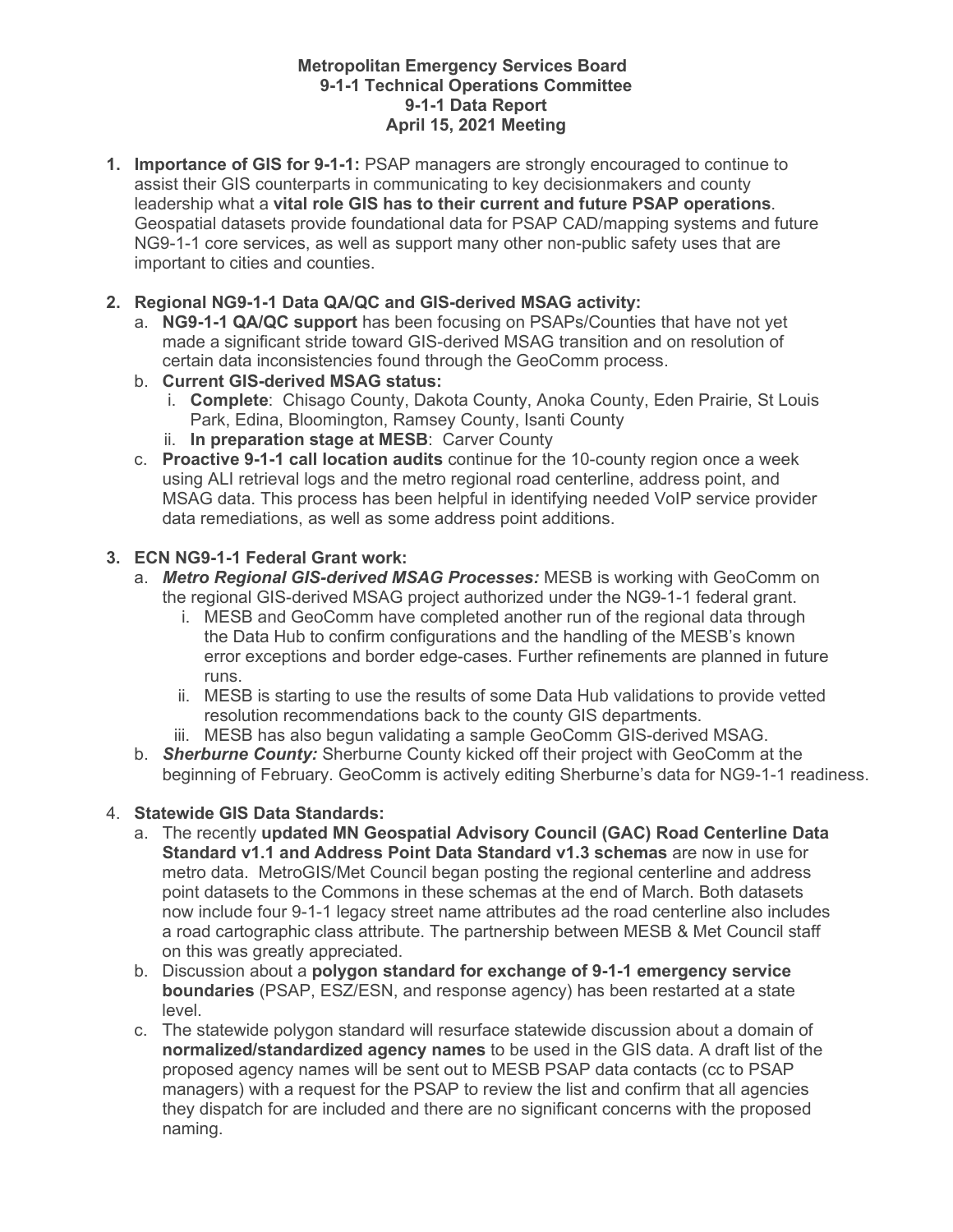**Metropolitan Emergency Services Board**
**9-1-1 Technical Operations Committee**
**9-1-1 Data Report**
**April 15, 2021 Meeting**

1. **Importance of GIS for 9-1-1:** PSAP managers are strongly encouraged to continue to assist their GIS counterparts in communicating to key decisionmakers and county leadership what a **vital role GIS has to their current and future PSAP operations**. Geospatial datasets provide foundational data for PSAP CAD/mapping systems and future NG9-1-1 core services, as well as support many other non-public safety uses that are important to cities and counties.

2. **Regional NG9-1-1 Data QA/QC and GIS-derived MSAG activity:**
   a. **NG9-1-1 QA/QC support** has been focusing on PSAPs/Counties that have not yet made a significant stride toward GIS-derived MSAG transition and on resolution of certain data inconsistencies found through the GeoComm process.
   b. **Current GIS-derived MSAG status:**
      i. **Complete**: Chisago County, Dakota County, Anoka County, Eden Prairie, St Louis Park, Edina, Bloomington, Ramsey County, Isanti County
      ii. **In preparation stage at MESB**: Carver County
   c. **Proactive 9-1-1 call location audits** continue for the 10-county region once a week using ALI retrieval logs and the metro regional road centerline, address point, and MSAG data. This process has been helpful in identifying needed VoIP service provider data remediations, as well as some address point additions.

3. **ECN NG9-1-1 Federal Grant work:**
   a. ***Metro Regional GIS-derived MSAG Processes:*** MESB is working with GeoComm on the regional GIS-derived MSAG project authorized under the NG9-1-1 federal grant.
      i. MESB and GeoComm have completed another run of the regional data through the Data Hub to confirm configurations and the handling of the MESB's known error exceptions and border edge-cases. Further refinements are planned in future runs.
      ii. MESB is starting to use the results of some Data Hub validations to provide vetted resolution recommendations back to the county GIS departments.
      iii. MESB has also begun validating a sample GeoComm GIS-derived MSAG.
   b. ***Sherburne County:*** Sherburne County kicked off their project with GeoComm at the beginning of February. GeoComm is actively editing Sherburne's data for NG9-1-1 readiness.

4. **Statewide GIS Data Standards:**
   a. The recently **updated MN Geospatial Advisory Council (GAC) Road Centerline Data Standard v1.1 and Address Point Data Standard v1.3 schemas** are now in use for metro data. MetroGIS/Met Council began posting the regional centerline and address point datasets to the Commons in these schemas at the end of March. Both datasets now include four 9-1-1 legacy street name attributes ad the road centerline also includes a road cartographic class attribute. The partnership between MESB & Met Council staff on this was greatly appreciated.
   b. Discussion about a **polygon standard for exchange of 9-1-1 emergency service boundaries** (PSAP, ESZ/ESN, and response agency) has been restarted at a state level.
   c. The statewide polygon standard will resurface statewide discussion about a domain of **normalized/standardized agency names** to be used in the GIS data. A draft list of the proposed agency names will be sent out to MESB PSAP data contacts (cc to PSAP managers) with a request for the PSAP to review the list and confirm that all agencies they dispatch for are included and there are no significant concerns with the proposed naming.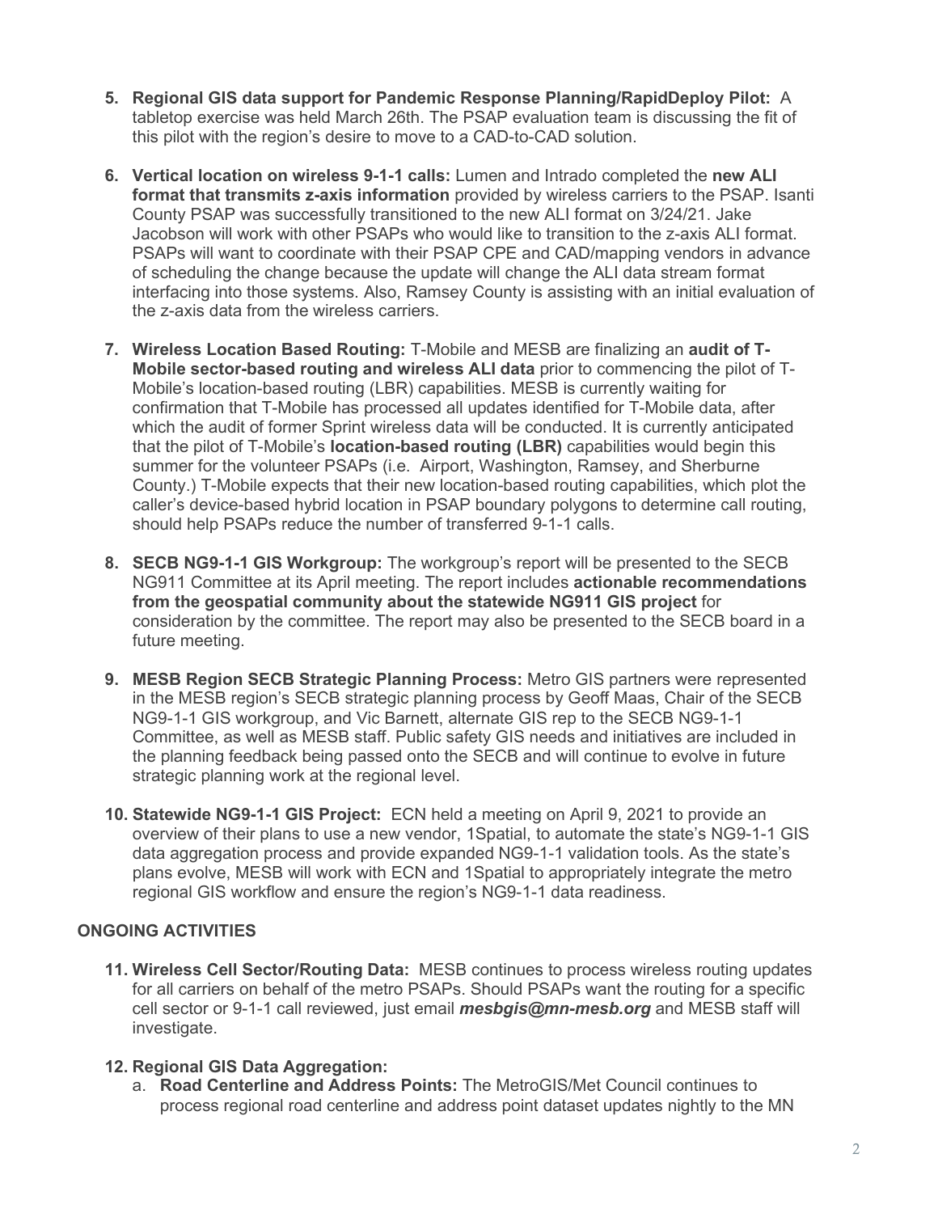5. **Regional GIS data support for Pandemic Response Planning/RapidDeploy Pilot:** A tabletop exercise was held March 26th. The PSAP evaluation team is discussing the fit of this pilot with the region's desire to move to a CAD-to-CAD solution.

6. **Vertical location on wireless 9-1-1 calls:** Lumen and Intrado completed the **new ALI format that transmits z-axis information** provided by wireless carriers to the PSAP. Isanti County PSAP was successfully transitioned to the new ALI format on 3/24/21. Jake Jacobson will work with other PSAPs who would like to transition to the z-axis ALI format. PSAPs will want to coordinate with their PSAP CPE and CAD/mapping vendors in advance of scheduling the change because the update will change the ALI data stream format interfacing into those systems. Also, Ramsey County is assisting with an initial evaluation of the z-axis data from the wireless carriers.

7. **Wireless Location Based Routing:** T-Mobile and MESB are finalizing an **audit of T-Mobile sector-based routing and wireless ALI data** prior to commencing the pilot of T-Mobile's location-based routing (LBR) capabilities. MESB is currently waiting for confirmation that T-Mobile has processed all updates identified for T-Mobile data, after which the audit of former Sprint wireless data will be conducted. It is currently anticipated that the pilot of T-Mobile's **location-based routing (LBR)** capabilities would begin this summer for the volunteer PSAPs (i.e. Airport, Washington, Ramsey, and Sherburne County.) T-Mobile expects that their new location-based routing capabilities, which plot the caller's device-based hybrid location in PSAP boundary polygons to determine call routing, should help PSAPs reduce the number of transferred 9-1-1 calls.

8. **SECB NG9-1-1 GIS Workgroup:** The workgroup's report will be presented to the SECB NG911 Committee at its April meeting. The report includes **actionable recommendations from the geospatial community about the statewide NG911 GIS project** for consideration by the committee. The report may also be presented to the SECB board in a future meeting.

9. **MESB Region SECB Strategic Planning Process:** Metro GIS partners were represented in the MESB region's SECB strategic planning process by Geoff Maas, Chair of the SECB NG9-1-1 GIS workgroup, and Vic Barnett, alternate GIS rep to the SECB NG9-1-1 Committee, as well as MESB staff. Public safety GIS needs and initiatives are included in the planning feedback being passed onto the SECB and will continue to evolve in future strategic planning work at the regional level.

10. **Statewide NG9-1-1 GIS Project:** ECN held a meeting on April 9, 2021 to provide an overview of their plans to use a new vendor, 1Spatial, to automate the state's NG9-1-1 GIS data aggregation process and provide expanded NG9-1-1 validation tools. As the state's plans evolve, MESB will work with ECN and 1Spatial to appropriately integrate the metro regional GIS workflow and ensure the region's NG9-1-1 data readiness.

## ONGOING ACTIVITIES

11. **Wireless Cell Sector/Routing Data:** MESB continues to process wireless routing updates for all carriers on behalf of the metro PSAPs. Should PSAPs want the routing for a specific cell sector or 9-1-1 call reviewed, just email ***mesbgis@mn-mesb.org*** and MESB staff will investigate.

12. **Regional GIS Data Aggregation:**
    a. **Road Centerline and Address Points:** The MetroGIS/Met Council continues to process regional road centerline and address point dataset updates nightly to the MN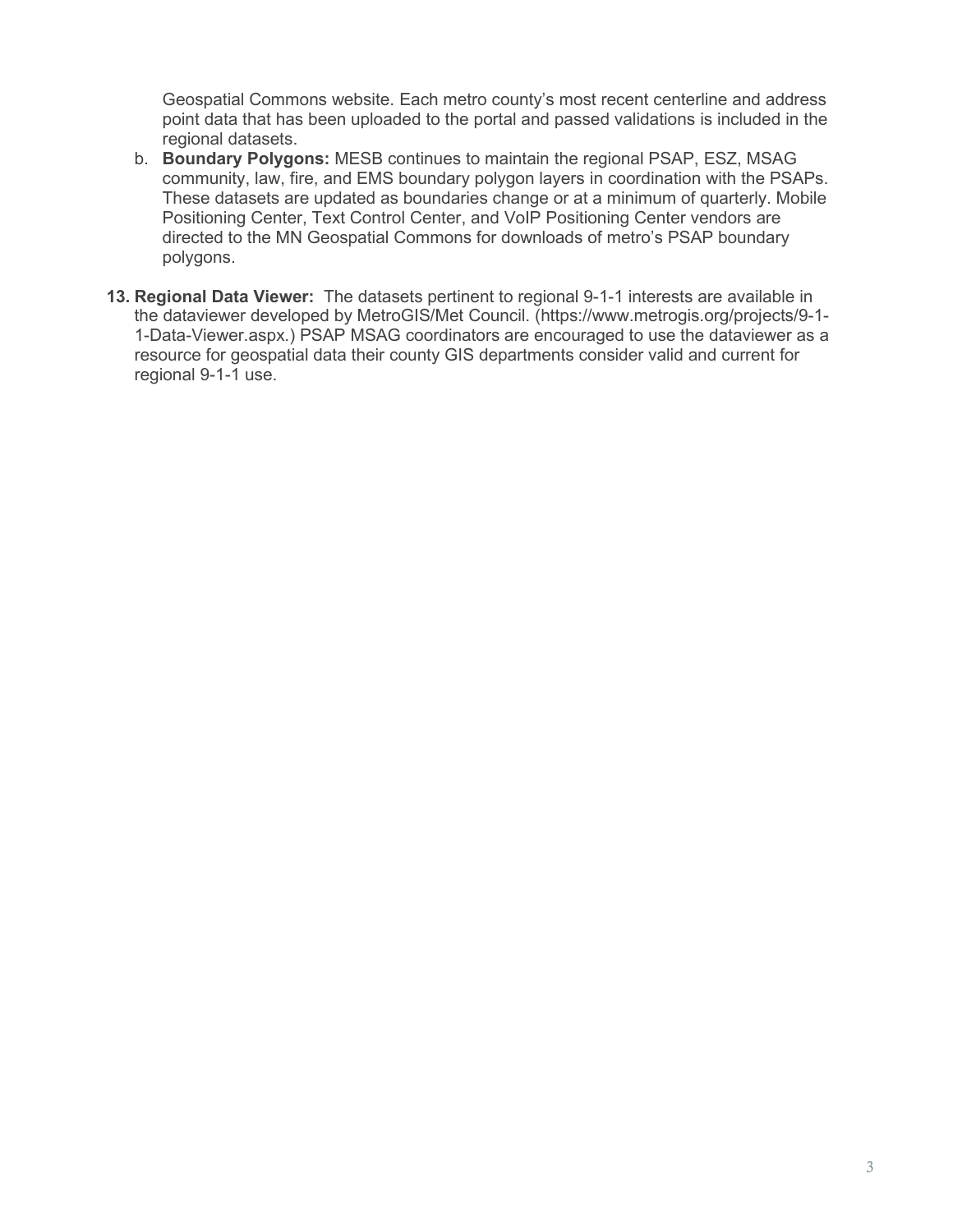Geospatial Commons website. Each metro county's most recent centerline and address point data that has been uploaded to the portal and passed validations is included in the regional datasets.

b. **Boundary Polygons:** MESB continues to maintain the regional PSAP, ESZ, MSAG community, law, fire, and EMS boundary polygon layers in coordination with the PSAPs. These datasets are updated as boundaries change or at a minimum of quarterly. Mobile Positioning Center, Text Control Center, and VoIP Positioning Center vendors are directed to the MN Geospatial Commons for downloads of metro's PSAP boundary polygons.

13. **Regional Data Viewer:** The datasets pertinent to regional 9-1-1 interests are available in the dataviewer developed by MetroGIS/Met Council. (https://www.metrogis.org/projects/9-1-1-Data-Viewer.aspx.) PSAP MSAG coordinators are encouraged to use the dataviewer as a resource for geospatial data their county GIS departments consider valid and current for regional 9-1-1 use.